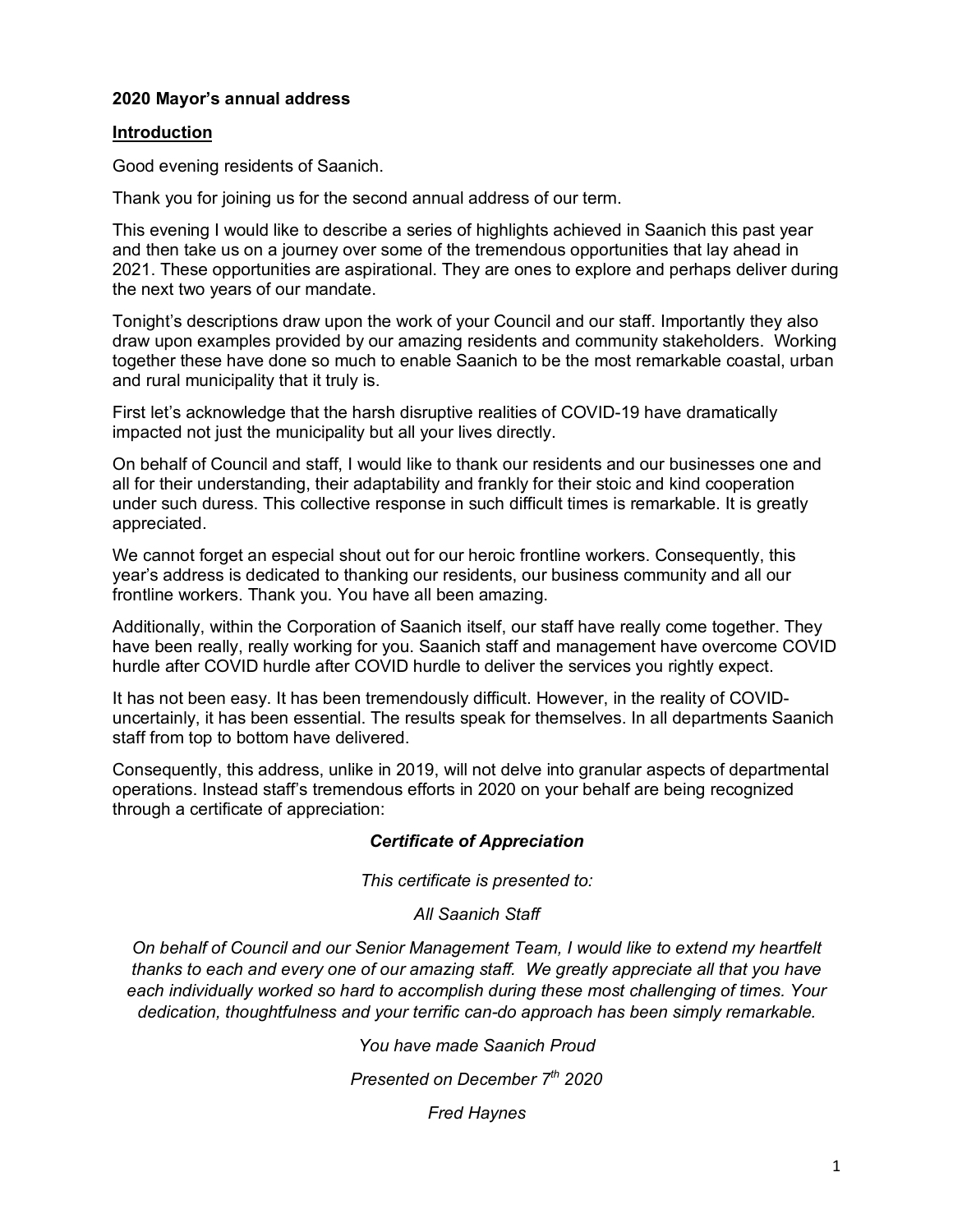**2020 Mayor's annual address**

**Introduction**

Good evening residents of Saanich.

Thank you for joining us for the second annual address of our term.

This evening I would like to describe a series of highlights achieved in Saanich this past year and then take us on a journey over some of the tremendous opportunities that lay ahead in 2021. These opportunities are aspirational. They are ones to explore and perhaps deliver during the next two years of our mandate.

Tonight's descriptions draw upon the work of your Council and our staff. Importantly they also draw upon examples provided by our amazing residents and community stakeholders. Working together these have done so much to enable Saanich to be the most remarkable coastal, urban and rural municipality that it truly is.

First let's acknowledge that the harsh disruptive realities of COVID-19 have dramatically impacted not just the municipality but all your lives directly.

On behalf of Council and staff, I would like to thank our residents and our businesses one and all for their understanding, their adaptability and frankly for their stoic and kind cooperation under such duress. This collective response in such difficult times is remarkable. It is greatly appreciated.

We cannot forget an especial shout out for our heroic frontline workers. Consequently, this year's address is dedicated to thanking our residents, our business community and all our frontline workers. Thank you. You have all been amazing.

Additionally, within the Corporation of Saanich itself, our staff have really come together. They have been really, really working for you. Saanich staff and management have overcome COVID hurdle after COVID hurdle after COVID hurdle to deliver the services you rightly expect.

It has not been easy. It has been tremendously difficult. However, in the reality of COVID-uncertainly, it has been essential. The results speak for themselves. In all departments Saanich staff from top to bottom have delivered.

Consequently, this address, unlike in 2019, will not delve into granular aspects of departmental operations. Instead staff's tremendous efforts in 2020 on your behalf are being recognized through a certificate of appreciation:

***Certificate of Appreciation***

*This certificate is presented to:*

*All Saanich Staff*

*On behalf of Council and our Senior Management Team, I would like to extend my heartfelt thanks to each and every one of our amazing staff. We greatly appreciate all that you have each individually worked so hard to accomplish during these most challenging of times. Your dedication, thoughtfulness and your terrific can-do approach has been simply remarkable.*

*You have made Saanich Proud*

*Presented on December 7th 2020*

*Fred Haynes*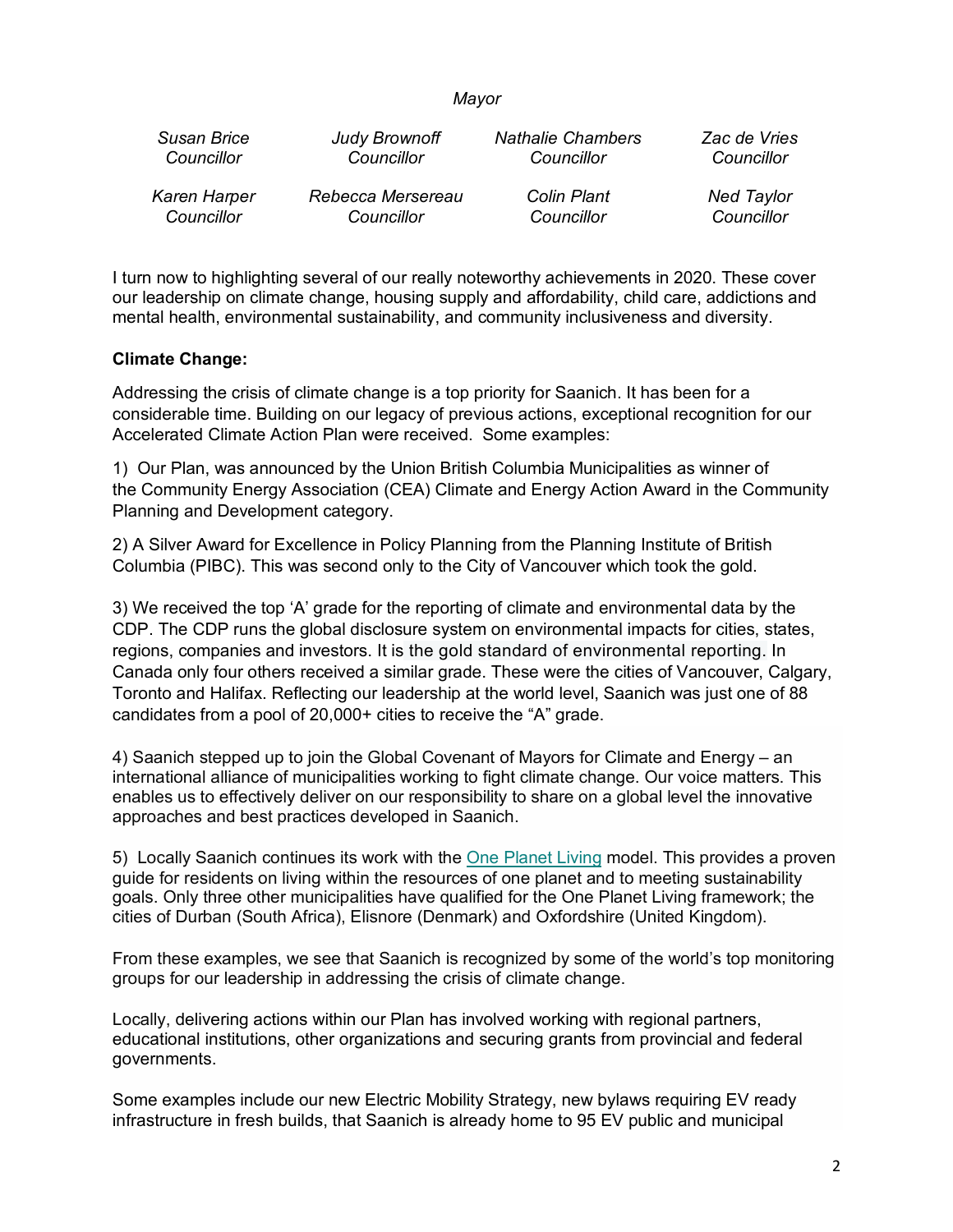*Mayor*

| | | | |
|---|---|---|---|
| *Susan Brice*<br>*Councillor* | *Judy Brownoff*<br>*Councillor* | *Nathalie Chambers*<br>*Councillor* | *Zac de Vries*<br>*Councillor* |
| *Karen Harper*<br>*Councillor* | *Rebecca Mersereau*<br>*Councillor* | *Colin Plant*<br>*Councillor* | *Ned Taylor*<br>*Councillor* |

I turn now to highlighting several of our really noteworthy achievements in 2020. These cover our leadership on climate change, housing supply and affordability, child care, addictions and mental health, environmental sustainability, and community inclusiveness and diversity.

**Climate Change:**

Addressing the crisis of climate change is a top priority for Saanich. It has been for a considerable time. Building on our legacy of previous actions, exceptional recognition for our Accelerated Climate Action Plan were received. Some examples:

1) Our Plan, was announced by the Union British Columbia Municipalities as winner of the Community Energy Association (CEA) Climate and Energy Action Award in the Community Planning and Development category.

2) A Silver Award for Excellence in Policy Planning from the Planning Institute of British Columbia (PIBC). This was second only to the City of Vancouver which took the gold.

3) We received the top 'A' grade for the reporting of climate and environmental data by the CDP. The CDP runs the global disclosure system on environmental impacts for cities, states, regions, companies and investors. It is the gold standard of environmental reporting. In Canada only four others received a similar grade. These were the cities of Vancouver, Calgary, Toronto and Halifax. Reflecting our leadership at the world level, Saanich was just one of 88 candidates from a pool of 20,000+ cities to receive the "A" grade.

4) Saanich stepped up to join the Global Covenant of Mayors for Climate and Energy – an international alliance of municipalities working to fight climate change. Our voice matters. This enables us to effectively deliver on our responsibility to share on a global level the innovative approaches and best practices developed in Saanich.

5) Locally Saanich continues its work with the One Planet Living model. This provides a proven guide for residents on living within the resources of one planet and to meeting sustainability goals. Only three other municipalities have qualified for the One Planet Living framework; the cities of Durban (South Africa), Elisnore (Denmark) and Oxfordshire (United Kingdom).

From these examples, we see that Saanich is recognized by some of the world's top monitoring groups for our leadership in addressing the crisis of climate change.

Locally, delivering actions within our Plan has involved working with regional partners, educational institutions, other organizations and securing grants from provincial and federal governments.

Some examples include our new Electric Mobility Strategy, new bylaws requiring EV ready infrastructure in fresh builds, that Saanich is already home to 95 EV public and municipal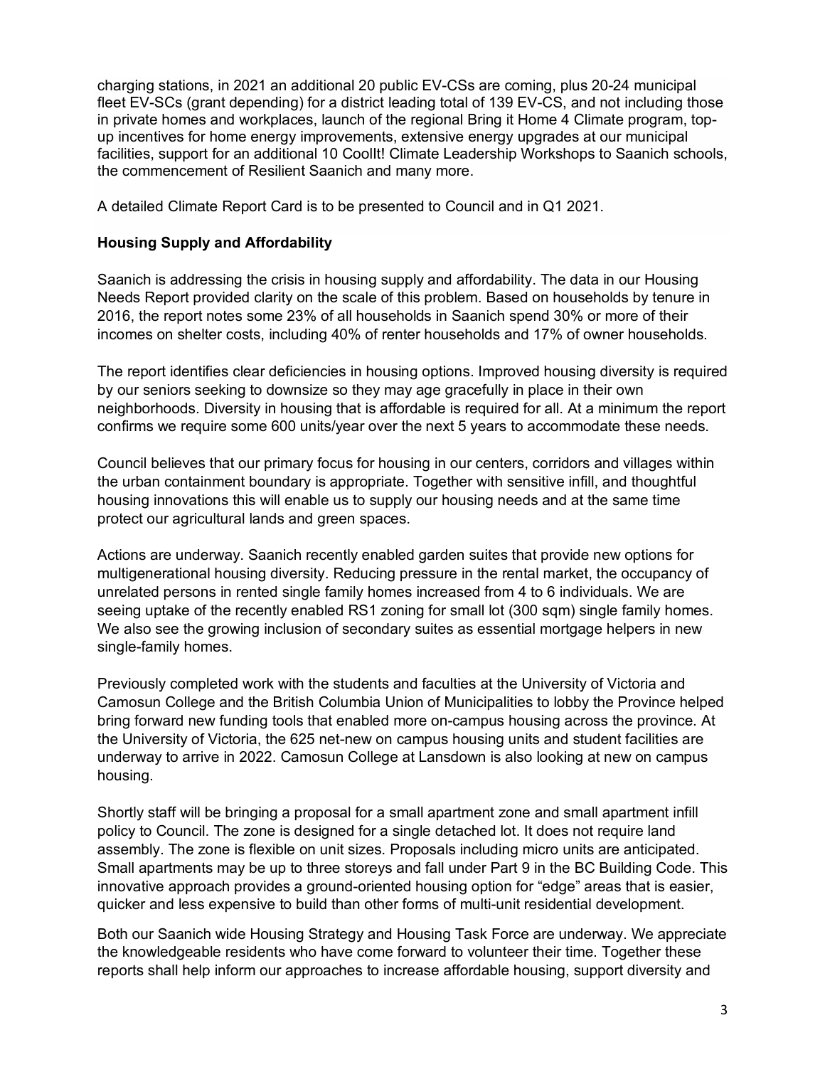charging stations, in 2021 an additional 20 public EV-CSs are coming, plus 20-24 municipal fleet EV-SCs (grant depending) for a district leading total of 139 EV-CS, and not including those in private homes and workplaces, launch of the regional Bring it Home 4 Climate program, top-up incentives for home energy improvements, extensive energy upgrades at our municipal facilities, support for an additional 10 CoolIt! Climate Leadership Workshops to Saanich schools, the commencement of Resilient Saanich and many more.

A detailed Climate Report Card is to be presented to Council and in Q1 2021.

**Housing Supply and Affordability**

Saanich is addressing the crisis in housing supply and affordability. The data in our Housing Needs Report provided clarity on the scale of this problem. Based on households by tenure in 2016, the report notes some 23% of all households in Saanich spend 30% or more of their incomes on shelter costs, including 40% of renter households and 17% of owner households.

The report identifies clear deficiencies in housing options. Improved housing diversity is required by our seniors seeking to downsize so they may age gracefully in place in their own neighborhoods. Diversity in housing that is affordable is required for all. At a minimum the report confirms we require some 600 units/year over the next 5 years to accommodate these needs.

Council believes that our primary focus for housing in our centers, corridors and villages within the urban containment boundary is appropriate. Together with sensitive infill, and thoughtful housing innovations this will enable us to supply our housing needs and at the same time protect our agricultural lands and green spaces.

Actions are underway. Saanich recently enabled garden suites that provide new options for multigenerational housing diversity. Reducing pressure in the rental market, the occupancy of unrelated persons in rented single family homes increased from 4 to 6 individuals. We are seeing uptake of the recently enabled RS1 zoning for small lot (300 sqm) single family homes. We also see the growing inclusion of secondary suites as essential mortgage helpers in new single-family homes.

Previously completed work with the students and faculties at the University of Victoria and Camosun College and the British Columbia Union of Municipalities to lobby the Province helped bring forward new funding tools that enabled more on-campus housing across the province. At the University of Victoria, the 625 net-new on campus housing units and student facilities are underway to arrive in 2022. Camosun College at Lansdown is also looking at new on campus housing.

Shortly staff will be bringing a proposal for a small apartment zone and small apartment infill policy to Council. The zone is designed for a single detached lot. It does not require land assembly. The zone is flexible on unit sizes. Proposals including micro units are anticipated. Small apartments may be up to three storeys and fall under Part 9 in the BC Building Code. This innovative approach provides a ground-oriented housing option for "edge" areas that is easier, quicker and less expensive to build than other forms of multi-unit residential development.

Both our Saanich wide Housing Strategy and Housing Task Force are underway. We appreciate the knowledgeable residents who have come forward to volunteer their time. Together these reports shall help inform our approaches to increase affordable housing, support diversity and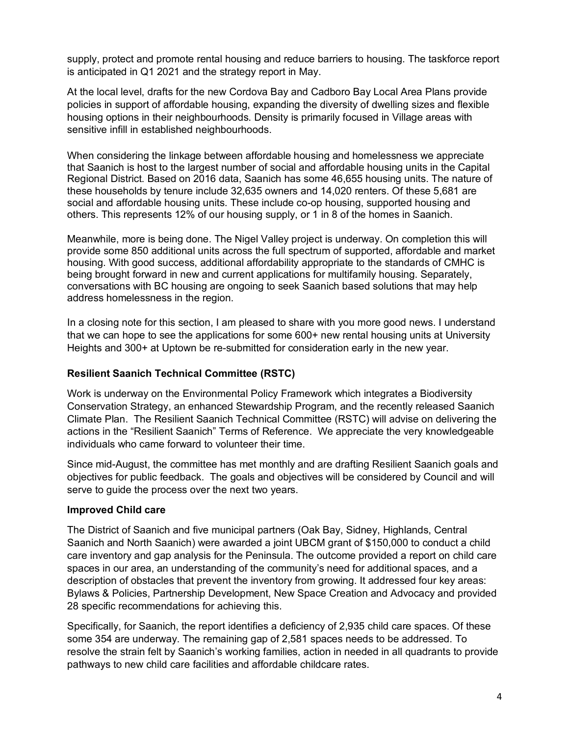supply, protect and promote rental housing and reduce barriers to housing. The taskforce report is anticipated in Q1 2021 and the strategy report in May.

At the local level, drafts for the new Cordova Bay and Cadboro Bay Local Area Plans provide policies in support of affordable housing, expanding the diversity of dwelling sizes and flexible housing options in their neighbourhoods. Density is primarily focused in Village areas with sensitive infill in established neighbourhoods.

When considering the linkage between affordable housing and homelessness we appreciate that Saanich is host to the largest number of social and affordable housing units in the Capital Regional District. Based on 2016 data, Saanich has some 46,655 housing units. The nature of these households by tenure include 32,635 owners and 14,020 renters. Of these 5,681 are social and affordable housing units. These include co-op housing, supported housing and others. This represents 12% of our housing supply, or 1 in 8 of the homes in Saanich.

Meanwhile, more is being done. The Nigel Valley project is underway. On completion this will provide some 850 additional units across the full spectrum of supported, affordable and market housing. With good success, additional affordability appropriate to the standards of CMHC is being brought forward in new and current applications for multifamily housing. Separately, conversations with BC housing are ongoing to seek Saanich based solutions that may help address homelessness in the region.

In a closing note for this section, I am pleased to share with you more good news. I understand that we can hope to see the applications for some 600+ new rental housing units at University Heights and 300+ at Uptown be re-submitted for consideration early in the new year.

**Resilient Saanich Technical Committee (RSTC)**

Work is underway on the Environmental Policy Framework which integrates a Biodiversity Conservation Strategy, an enhanced Stewardship Program, and the recently released Saanich Climate Plan. The Resilient Saanich Technical Committee (RSTC) will advise on delivering the actions in the "Resilient Saanich" Terms of Reference. We appreciate the very knowledgeable individuals who came forward to volunteer their time.

Since mid-August, the committee has met monthly and are drafting Resilient Saanich goals and objectives for public feedback. The goals and objectives will be considered by Council and will serve to guide the process over the next two years.

**Improved Child care**

The District of Saanich and five municipal partners (Oak Bay, Sidney, Highlands, Central Saanich and North Saanich) were awarded a joint UBCM grant of $150,000 to conduct a child care inventory and gap analysis for the Peninsula. The outcome provided a report on child care spaces in our area, an understanding of the community's need for additional spaces, and a description of obstacles that prevent the inventory from growing. It addressed four key areas: Bylaws & Policies, Partnership Development, New Space Creation and Advocacy and provided 28 specific recommendations for achieving this.

Specifically, for Saanich, the report identifies a deficiency of 2,935 child care spaces. Of these some 354 are underway. The remaining gap of 2,581 spaces needs to be addressed. To resolve the strain felt by Saanich's working families, action in needed in all quadrants to provide pathways to new child care facilities and affordable childcare rates.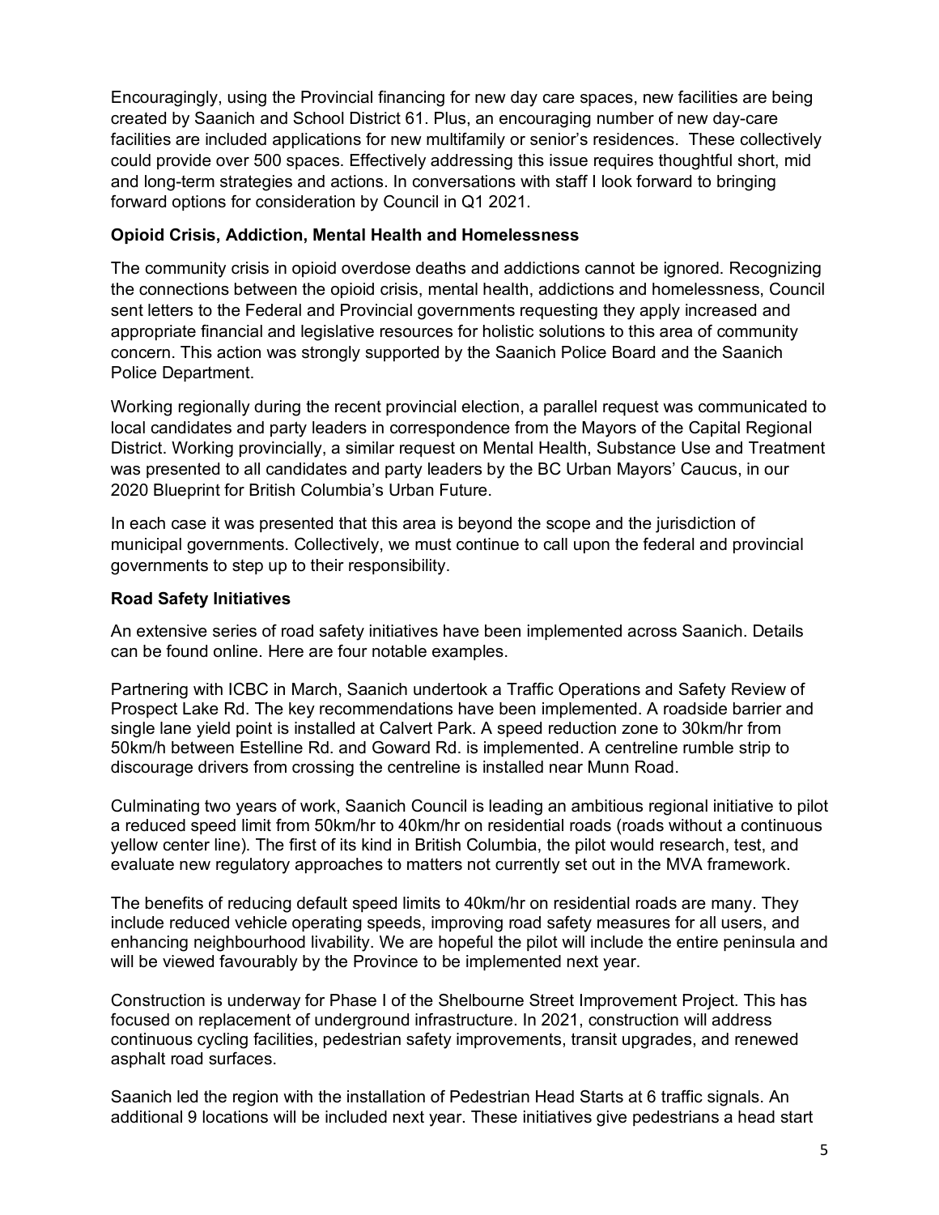Encouragingly, using the Provincial financing for new day care spaces, new facilities are being created by Saanich and School District 61. Plus, an encouraging number of new day-care facilities are included applications for new multifamily or senior's residences. These collectively could provide over 500 spaces. Effectively addressing this issue requires thoughtful short, mid and long-term strategies and actions. In conversations with staff I look forward to bringing forward options for consideration by Council in Q1 2021.

**Opioid Crisis, Addiction, Mental Health and Homelessness**

The community crisis in opioid overdose deaths and addictions cannot be ignored. Recognizing the connections between the opioid crisis, mental health, addictions and homelessness, Council sent letters to the Federal and Provincial governments requesting they apply increased and appropriate financial and legislative resources for holistic solutions to this area of community concern. This action was strongly supported by the Saanich Police Board and the Saanich Police Department.

Working regionally during the recent provincial election, a parallel request was communicated to local candidates and party leaders in correspondence from the Mayors of the Capital Regional District. Working provincially, a similar request on Mental Health, Substance Use and Treatment was presented to all candidates and party leaders by the BC Urban Mayors' Caucus, in our 2020 Blueprint for British Columbia's Urban Future.

In each case it was presented that this area is beyond the scope and the jurisdiction of municipal governments. Collectively, we must continue to call upon the federal and provincial governments to step up to their responsibility.

**Road Safety Initiatives**

An extensive series of road safety initiatives have been implemented across Saanich. Details can be found online. Here are four notable examples.

Partnering with ICBC in March, Saanich undertook a Traffic Operations and Safety Review of Prospect Lake Rd. The key recommendations have been implemented. A roadside barrier and single lane yield point is installed at Calvert Park. A speed reduction zone to 30km/hr from 50km/h between Estelline Rd. and Goward Rd. is implemented. A centreline rumble strip to discourage drivers from crossing the centreline is installed near Munn Road.

Culminating two years of work, Saanich Council is leading an ambitious regional initiative to pilot a reduced speed limit from 50km/hr to 40km/hr on residential roads (roads without a continuous yellow center line). The first of its kind in British Columbia, the pilot would research, test, and evaluate new regulatory approaches to matters not currently set out in the MVA framework.

The benefits of reducing default speed limits to 40km/hr on residential roads are many. They include reduced vehicle operating speeds, improving road safety measures for all users, and enhancing neighbourhood livability. We are hopeful the pilot will include the entire peninsula and will be viewed favourably by the Province to be implemented next year.

Construction is underway for Phase I of the Shelbourne Street Improvement Project. This has focused on replacement of underground infrastructure. In 2021, construction will address continuous cycling facilities, pedestrian safety improvements, transit upgrades, and renewed asphalt road surfaces.

Saanich led the region with the installation of Pedestrian Head Starts at 6 traffic signals. An additional 9 locations will be included next year. These initiatives give pedestrians a head start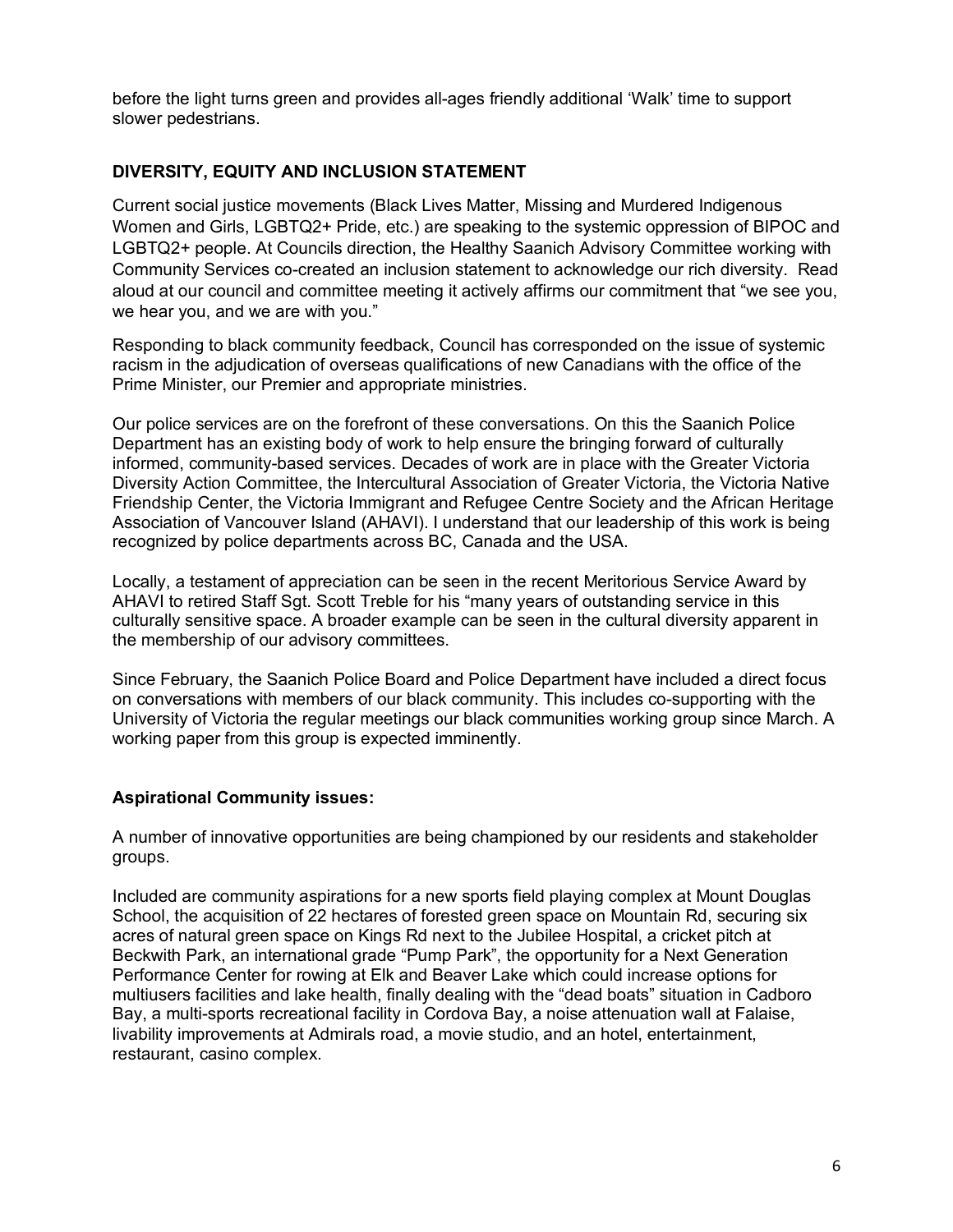before the light turns green and provides all-ages friendly additional 'Walk' time to support slower pedestrians.

## DIVERSITY, EQUITY AND INCLUSION STATEMENT

Current social justice movements (Black Lives Matter, Missing and Murdered Indigenous Women and Girls, LGBTQ2+ Pride, etc.) are speaking to the systemic oppression of BIPOC and LGBTQ2+ people. At Councils direction, the Healthy Saanich Advisory Committee working with Community Services co-created an inclusion statement to acknowledge our rich diversity. Read aloud at our council and committee meeting it actively affirms our commitment that "we see you, we hear you, and we are with you."

Responding to black community feedback, Council has corresponded on the issue of systemic racism in the adjudication of overseas qualifications of new Canadians with the office of the Prime Minister, our Premier and appropriate ministries.

Our police services are on the forefront of these conversations. On this the Saanich Police Department has an existing body of work to help ensure the bringing forward of culturally informed, community-based services. Decades of work are in place with the Greater Victoria Diversity Action Committee, the Intercultural Association of Greater Victoria, the Victoria Native Friendship Center, the Victoria Immigrant and Refugee Centre Society and the African Heritage Association of Vancouver Island (AHAVI). I understand that our leadership of this work is being recognized by police departments across BC, Canada and the USA.

Locally, a testament of appreciation can be seen in the recent Meritorious Service Award by AHAVI to retired Staff Sgt. Scott Treble for his "many years of outstanding service in this culturally sensitive space. A broader example can be seen in the cultural diversity apparent in the membership of our advisory committees.

Since February, the Saanich Police Board and Police Department have included a direct focus on conversations with members of our black community. This includes co-supporting with the University of Victoria the regular meetings our black communities working group since March. A working paper from this group is expected imminently.

### Aspirational Community issues:

A number of innovative opportunities are being championed by our residents and stakeholder groups.

Included are community aspirations for a new sports field playing complex at Mount Douglas School, the acquisition of 22 hectares of forested green space on Mountain Rd, securing six acres of natural green space on Kings Rd next to the Jubilee Hospital, a cricket pitch at Beckwith Park, an international grade "Pump Park", the opportunity for a Next Generation Performance Center for rowing at Elk and Beaver Lake which could increase options for multiusers facilities and lake health, finally dealing with the "dead boats" situation in Cadboro Bay, a multi-sports recreational facility in Cordova Bay, a noise attenuation wall at Falaise, livability improvements at Admirals road, a movie studio, and an hotel, entertainment, restaurant, casino complex.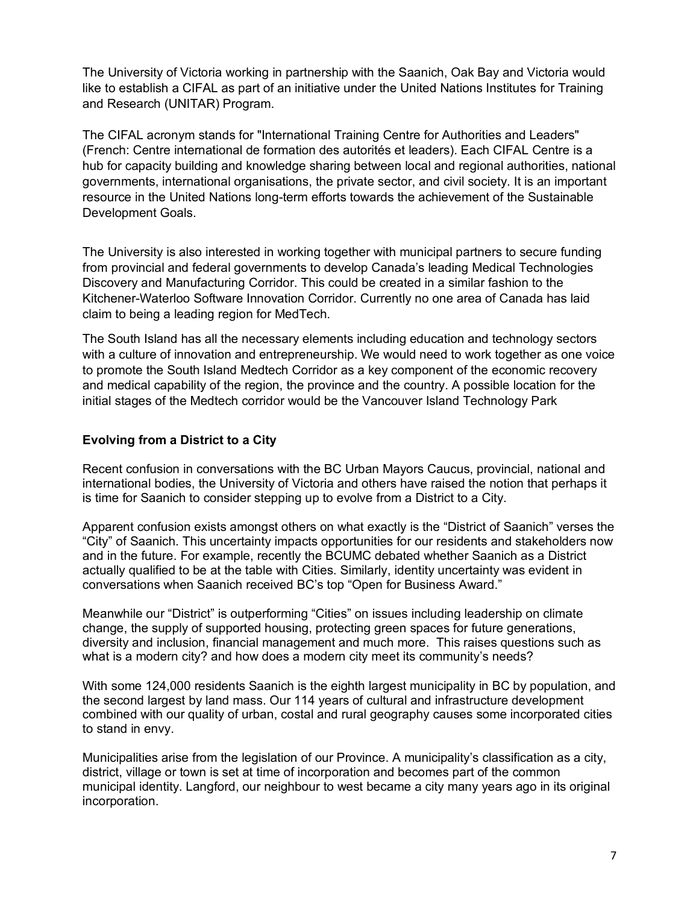The University of Victoria working in partnership with the Saanich, Oak Bay and Victoria would like to establish a CIFAL as part of an initiative under the United Nations Institutes for Training and Research (UNITAR) Program.

The CIFAL acronym stands for "International Training Centre for Authorities and Leaders" (French: Centre international de formation des autorités et leaders). Each CIFAL Centre is a hub for capacity building and knowledge sharing between local and regional authorities, national governments, international organisations, the private sector, and civil society. It is an important resource in the United Nations long-term efforts towards the achievement of the Sustainable Development Goals.

The University is also interested in working together with municipal partners to secure funding from provincial and federal governments to develop Canada's leading Medical Technologies Discovery and Manufacturing Corridor. This could be created in a similar fashion to the Kitchener-Waterloo Software Innovation Corridor. Currently no one area of Canada has laid claim to being a leading region for MedTech.

The South Island has all the necessary elements including education and technology sectors with a culture of innovation and entrepreneurship. We would need to work together as one voice to promote the South Island Medtech Corridor as a key component of the economic recovery and medical capability of the region, the province and the country. A possible location for the initial stages of the Medtech corridor would be the Vancouver Island Technology Park

### Evolving from a District to a City

Recent confusion in conversations with the BC Urban Mayors Caucus, provincial, national and international bodies, the University of Victoria and others have raised the notion that perhaps it is time for Saanich to consider stepping up to evolve from a District to a City.

Apparent confusion exists amongst others on what exactly is the "District of Saanich" verses the "City" of Saanich. This uncertainty impacts opportunities for our residents and stakeholders now and in the future. For example, recently the BCUMC debated whether Saanich as a District actually qualified to be at the table with Cities. Similarly, identity uncertainty was evident in conversations when Saanich received BC's top "Open for Business Award."

Meanwhile our "District" is outperforming "Cities" on issues including leadership on climate change, the supply of supported housing, protecting green spaces for future generations, diversity and inclusion, financial management and much more. This raises questions such as what is a modern city? and how does a modern city meet its community's needs?

With some 124,000 residents Saanich is the eighth largest municipality in BC by population, and the second largest by land mass. Our 114 years of cultural and infrastructure development combined with our quality of urban, costal and rural geography causes some incorporated cities to stand in envy.

Municipalities arise from the legislation of our Province. A municipality's classification as a city, district, village or town is set at time of incorporation and becomes part of the common municipal identity. Langford, our neighbour to west became a city many years ago in its original incorporation.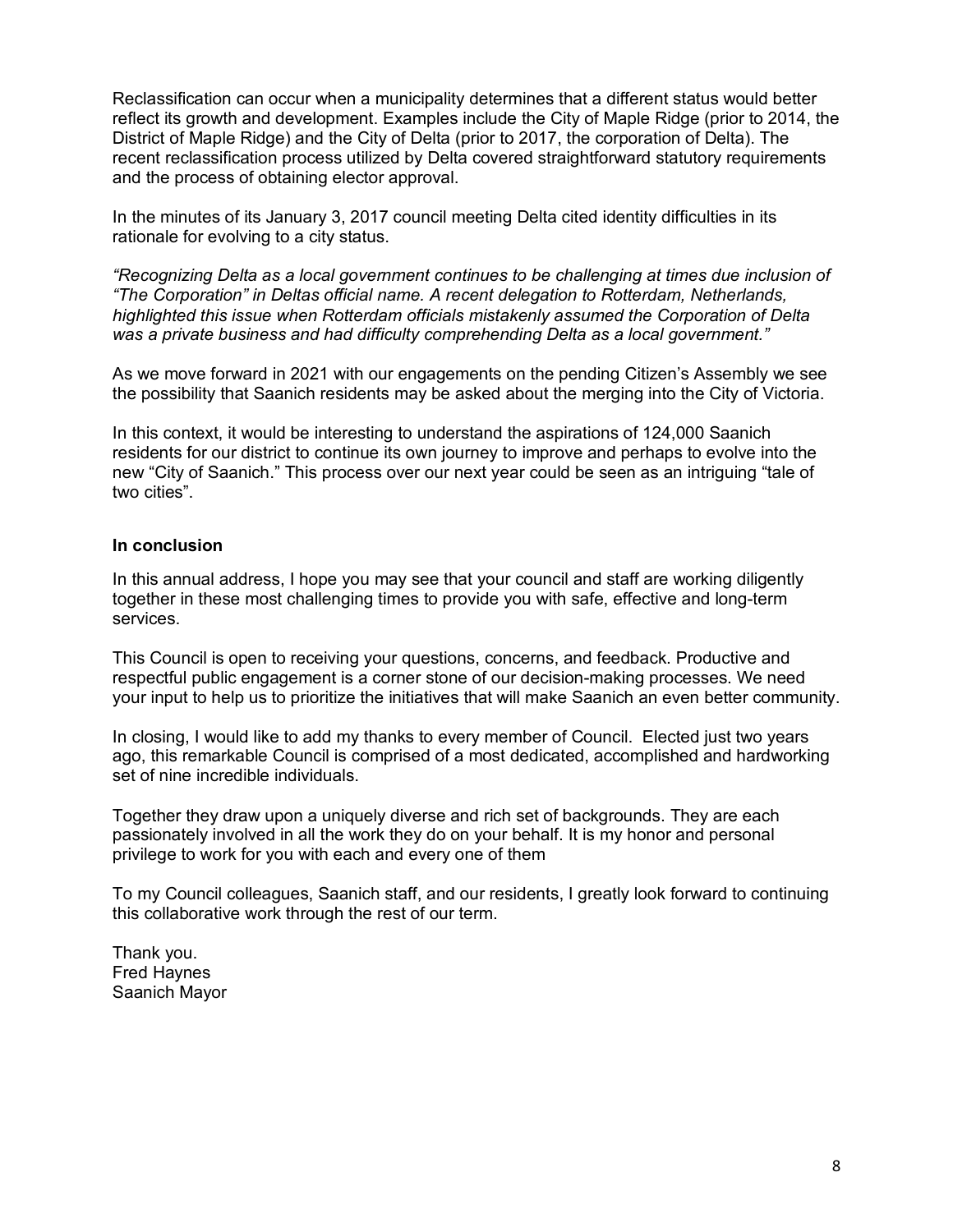Reclassification can occur when a municipality determines that a different status would better reflect its growth and development. Examples include the City of Maple Ridge (prior to 2014, the District of Maple Ridge) and the City of Delta (prior to 2017, the corporation of Delta). The recent reclassification process utilized by Delta covered straightforward statutory requirements and the process of obtaining elector approval.

In the minutes of its January 3, 2017 council meeting Delta cited identity difficulties in its rationale for evolving to a city status.

*"Recognizing Delta as a local government continues to be challenging at times due inclusion of "The Corporation" in Deltas official name. A recent delegation to Rotterdam, Netherlands, highlighted this issue when Rotterdam officials mistakenly assumed the Corporation of Delta was a private business and had difficulty comprehending Delta as a local government."*

As we move forward in 2021 with our engagements on the pending Citizen's Assembly we see the possibility that Saanich residents may be asked about the merging into the City of Victoria.

In this context, it would be interesting to understand the aspirations of 124,000 Saanich residents for our district to continue its own journey to improve and perhaps to evolve into the new "City of Saanich." This process over our next year could be seen as an intriguing "tale of two cities".

**In conclusion**

In this annual address, I hope you may see that your council and staff are working diligently together in these most challenging times to provide you with safe, effective and long-term services.

This Council is open to receiving your questions, concerns, and feedback. Productive and respectful public engagement is a corner stone of our decision-making processes. We need your input to help us to prioritize the initiatives that will make Saanich an even better community.

In closing, I would like to add my thanks to every member of Council. Elected just two years ago, this remarkable Council is comprised of a most dedicated, accomplished and hardworking set of nine incredible individuals.

Together they draw upon a uniquely diverse and rich set of backgrounds. They are each passionately involved in all the work they do on your behalf. It is my honor and personal privilege to work for you with each and every one of them

To my Council colleagues, Saanich staff, and our residents, I greatly look forward to continuing this collaborative work through the rest of our term.

Thank you.
Fred Haynes
Saanich Mayor